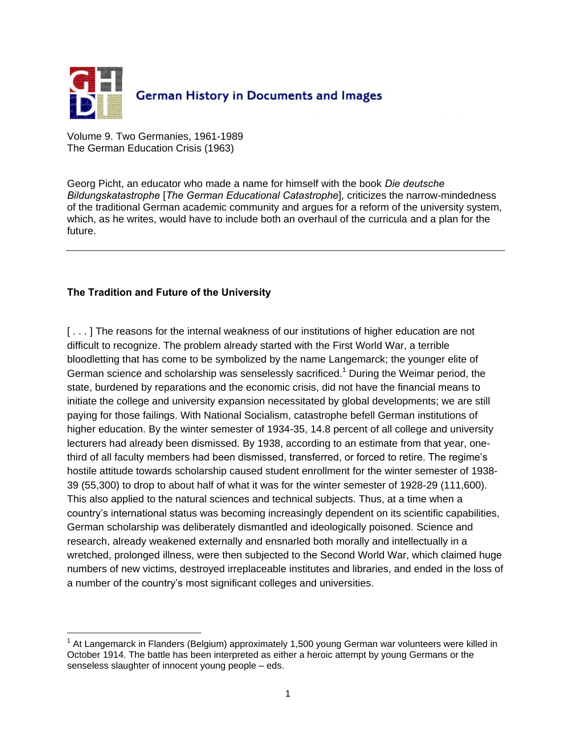German History in Documents and Images

Volume 9. Two Germanies, 1961-1989
The German Education Crisis (1963)

Georg Picht, an educator who made a name for himself with the book *Die deutsche Bildungskatastrophe* [*The German Educational Catastrophe*], criticizes the narrow-mindedness of the traditional German academic community and argues for a reform of the university system, which, as he writes, would have to include both an overhaul of the curricula and a plan for the future.

---

**The Tradition and Future of the University**

[ . . . ] The reasons for the internal weakness of our institutions of higher education are not difficult to recognize. The problem already started with the First World War, a terrible bloodletting that has come to be symbolized by the name Langemarck; the younger elite of German science and scholarship was senselessly sacrificed.[1] During the Weimar period, the state, burdened by reparations and the economic crisis, did not have the financial means to initiate the college and university expansion necessitated by global developments; we are still paying for those failings. With National Socialism, catastrophe befell German institutions of higher education. By the winter semester of 1934-35, 14.8 percent of all college and university lecturers had already been dismissed. By 1938, according to an estimate from that year, one-third of all faculty members had been dismissed, transferred, or forced to retire. The regime's hostile attitude towards scholarship caused student enrollment for the winter semester of 1938-39 (55,300) to drop to about half of what it was for the winter semester of 1928-29 (111,600). This also applied to the natural sciences and technical subjects. Thus, at a time when a country's international status was becoming increasingly dependent on its scientific capabilities, German scholarship was deliberately dismantled and ideologically poisoned. Science and research, already weakened externally and ensnarled both morally and intellectually in a wretched, prolonged illness, were then subjected to the Second World War, which claimed huge numbers of new victims, destroyed irreplaceable institutes and libraries, and ended in the loss of a number of the country's most significant colleges and universities.

---

[1] At Langemarck in Flanders (Belgium) approximately 1,500 young German war volunteers were killed in October 1914. The battle has been interpreted as either a heroic attempt by young Germans or the senseless slaughter of innocent young people – eds.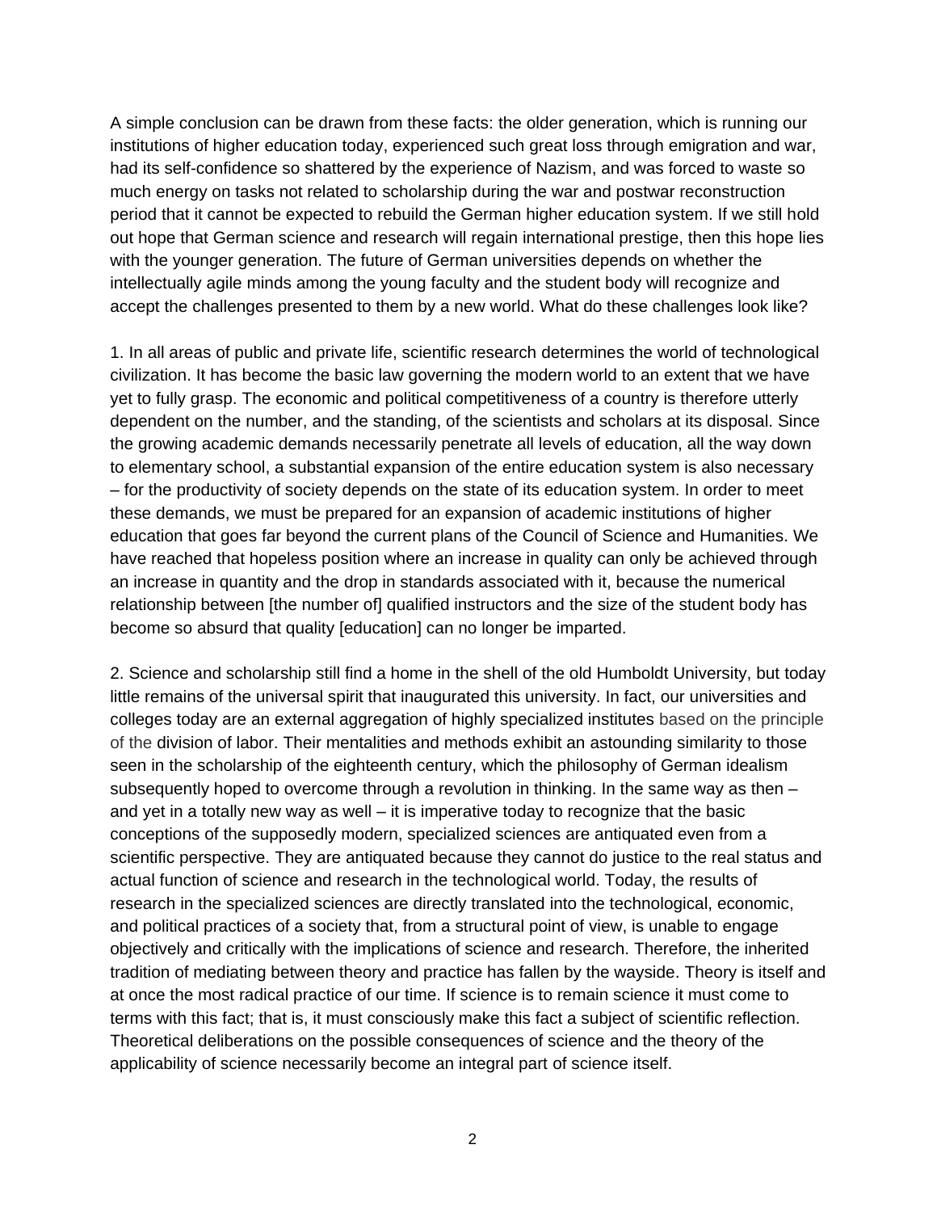A simple conclusion can be drawn from these facts: the older generation, which is running our institutions of higher education today, experienced such great loss through emigration and war, had its self-confidence so shattered by the experience of Nazism, and was forced to waste so much energy on tasks not related to scholarship during the war and postwar reconstruction period that it cannot be expected to rebuild the German higher education system. If we still hold out hope that German science and research will regain international prestige, then this hope lies with the younger generation. The future of German universities depends on whether the intellectually agile minds among the young faculty and the student body will recognize and accept the challenges presented to them by a new world. What do these challenges look like?

1. In all areas of public and private life, scientific research determines the world of technological civilization. It has become the basic law governing the modern world to an extent that we have yet to fully grasp. The economic and political competitiveness of a country is therefore utterly dependent on the number, and the standing, of the scientists and scholars at its disposal. Since the growing academic demands necessarily penetrate all levels of education, all the way down to elementary school, a substantial expansion of the entire education system is also necessary – for the productivity of society depends on the state of its education system. In order to meet these demands, we must be prepared for an expansion of academic institutions of higher education that goes far beyond the current plans of the Council of Science and Humanities. We have reached that hopeless position where an increase in quality can only be achieved through an increase in quantity and the drop in standards associated with it, because the numerical relationship between [the number of] qualified instructors and the size of the student body has become so absurd that quality [education] can no longer be imparted.

2. Science and scholarship still find a home in the shell of the old Humboldt University, but today little remains of the universal spirit that inaugurated this university. In fact, our universities and colleges today are an external aggregation of highly specialized institutes based on the principle of the division of labor. Their mentalities and methods exhibit an astounding similarity to those seen in the scholarship of the eighteenth century, which the philosophy of German idealism subsequently hoped to overcome through a revolution in thinking. In the same way as then – and yet in a totally new way as well – it is imperative today to recognize that the basic conceptions of the supposedly modern, specialized sciences are antiquated even from a scientific perspective. They are antiquated because they cannot do justice to the real status and actual function of science and research in the technological world. Today, the results of research in the specialized sciences are directly translated into the technological, economic, and political practices of a society that, from a structural point of view, is unable to engage objectively and critically with the implications of science and research. Therefore, the inherited tradition of mediating between theory and practice has fallen by the wayside. Theory is itself and at once the most radical practice of our time. If science is to remain science it must come to terms with this fact; that is, it must consciously make this fact a subject of scientific reflection. Theoretical deliberations on the possible consequences of science and the theory of the applicability of science necessarily become an integral part of science itself.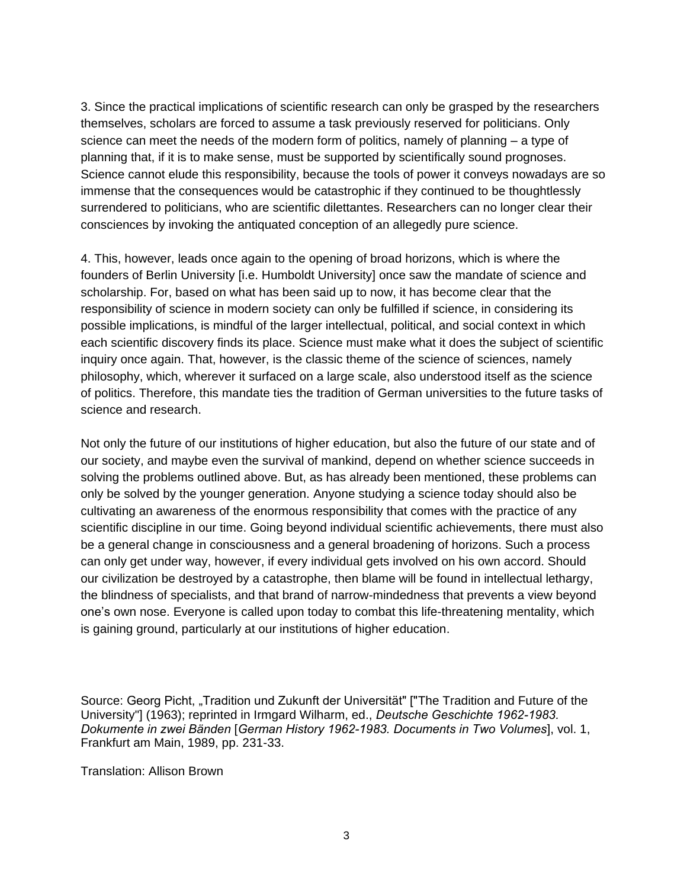3. Since the practical implications of scientific research can only be grasped by the researchers themselves, scholars are forced to assume a task previously reserved for politicians. Only science can meet the needs of the modern form of politics, namely of planning – a type of planning that, if it is to make sense, must be supported by scientifically sound prognoses. Science cannot elude this responsibility, because the tools of power it conveys nowadays are so immense that the consequences would be catastrophic if they continued to be thoughtlessly surrendered to politicians, who are scientific dilettantes. Researchers can no longer clear their consciences by invoking the antiquated conception of an allegedly pure science.

4. This, however, leads once again to the opening of broad horizons, which is where the founders of Berlin University [i.e. Humboldt University] once saw the mandate of science and scholarship. For, based on what has been said up to now, it has become clear that the responsibility of science in modern society can only be fulfilled if science, in considering its possible implications, is mindful of the larger intellectual, political, and social context in which each scientific discovery finds its place. Science must make what it does the subject of scientific inquiry once again. That, however, is the classic theme of the science of sciences, namely philosophy, which, wherever it surfaced on a large scale, also understood itself as the science of politics. Therefore, this mandate ties the tradition of German universities to the future tasks of science and research.

Not only the future of our institutions of higher education, but also the future of our state and of our society, and maybe even the survival of mankind, depend on whether science succeeds in solving the problems outlined above. But, as has already been mentioned, these problems can only be solved by the younger generation. Anyone studying a science today should also be cultivating an awareness of the enormous responsibility that comes with the practice of any scientific discipline in our time. Going beyond individual scientific achievements, there must also be a general change in consciousness and a general broadening of horizons. Such a process can only get under way, however, if every individual gets involved on his own accord. Should our civilization be destroyed by a catastrophe, then blame will be found in intellectual lethargy, the blindness of specialists, and that brand of narrow-mindedness that prevents a view beyond one's own nose. Everyone is called upon today to combat this life-threatening mentality, which is gaining ground, particularly at our institutions of higher education.

Source: Georg Picht, „Tradition und Zukunft der Universität" ["The Tradition and Future of the University"] (1963); reprinted in Irmgard Wilharm, ed., *Deutsche Geschichte 1962-1983. Dokumente in zwei Bänden* [*German History 1962-1983. Documents in Two Volumes*], vol. 1, Frankfurt am Main, 1989, pp. 231-33.

Translation: Allison Brown